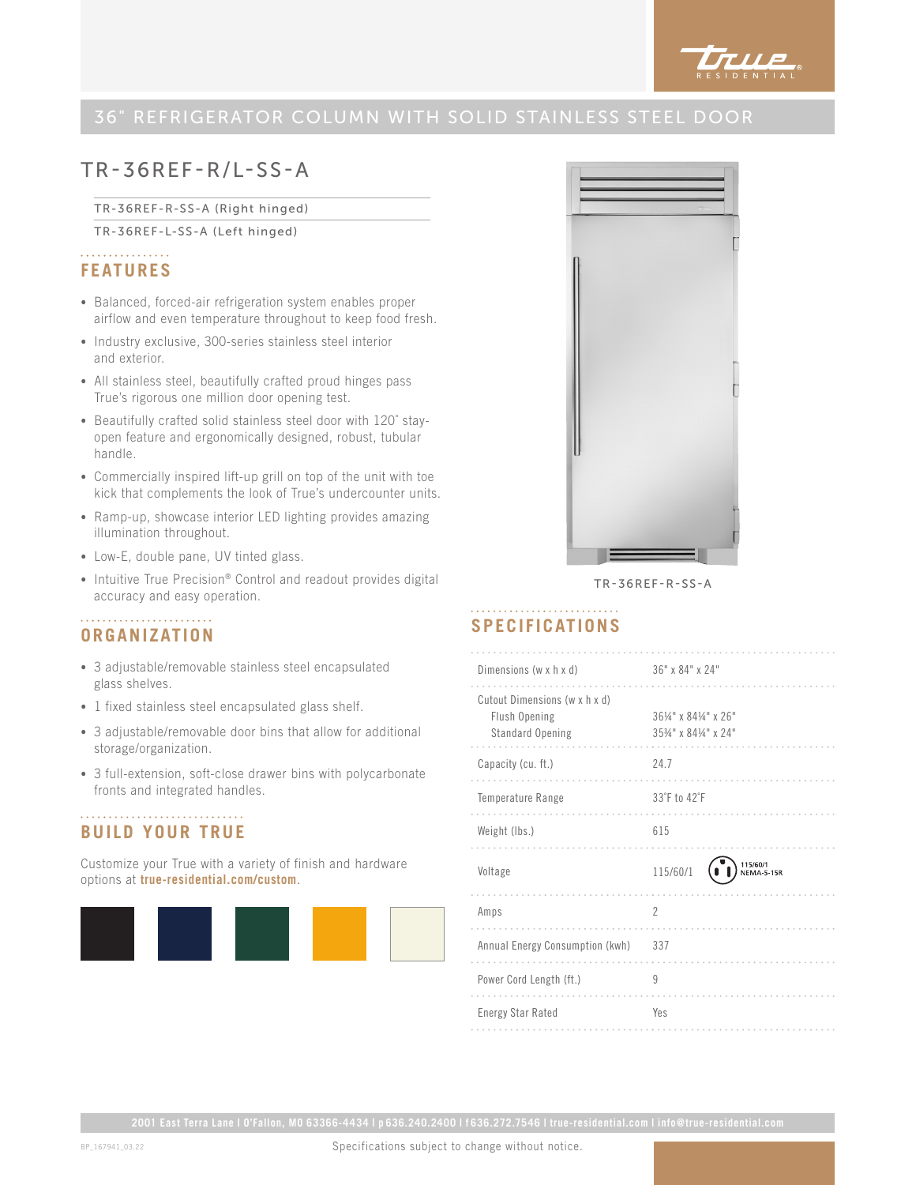# 36" REFRIGERATOR COLUMN WITH SOLID STAINLESS STEEL DOOR

## TR-36REF-R/L-SS-A

TR-36REF-R-SS-A (Right hinged)

TR-36REF-L-SS-A (Left hinged)

### FEATURES

- Balanced, forced-air refrigeration system enables proper airflow and even temperature throughout to keep food fresh.
- Industry exclusive, 300-series stainless steel interior and exterior.
- All stainless steel, beautifully crafted proud hinges pass True's rigorous one million door opening test.
- Beautifully crafted solid stainless steel door with 120˚ stay-open feature and ergonomically designed, robust, tubular handle.
- Commercially inspired lift-up grill on top of the unit with toe kick that complements the look of True's undercounter units.
- Ramp-up, showcase interior LED lighting provides amazing illumination throughout.
- Low-E, double pane, UV tinted glass.
- Intuitive True Precision® Control and readout provides digital accuracy and easy operation.

### ORGANIZATION

- 3 adjustable/removable stainless steel encapsulated glass shelves.
- 1 fixed stainless steel encapsulated glass shelf.
- 3 adjustable/removable door bins that allow for additional storage/organization.
- 3 full-extension, soft-close drawer bins with polycarbonate fronts and integrated handles.

### BUILD YOUR TRUE

Customize your True with a variety of finish and hardware options at **true-residential.com/custom**.

TR-36REF-R-SS-A

### SPECIFICATIONS

| | |
|---|---|
| Dimensions (w x h x d) | 36" x 84" x 24" |
| Cutout Dimensions (w x h x d)<br>Flush Opening<br>Standard Opening | <br>36¼" x 84¼" x 26"<br>35¾" x 84¼" x 24" |
| Capacity (cu. ft.) | 24.7 |
| Temperature Range | 33˚F to 42˚F |
| Weight (lbs.) | 615 |
| Voltage | 115/60/1 (115/60/1 NEMA-5-15R) |
| Amps | 2 |
| Annual Energy Consumption (kwh) | 337 |
| Power Cord Length (ft.) | 9 |
| Energy Star Rated | Yes |

2001 East Terra Lane | O'Fallon, MO 63366-4434 | p 636.240.2400 | f 636.272.7546 | true-residential.com | info@true-residential.com

BP_167941_03.22

Specifications subject to change without notice.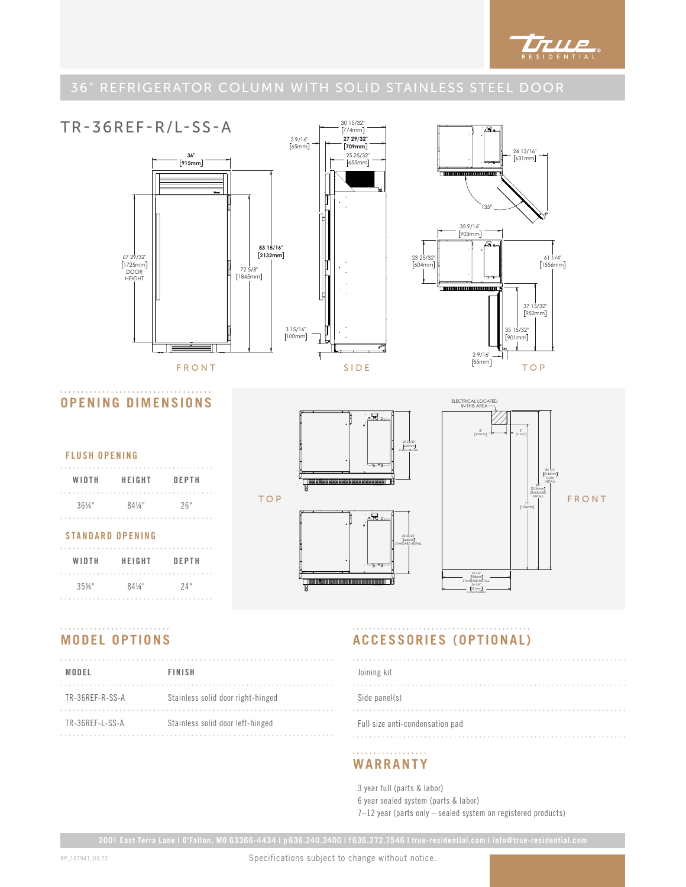# 36" REFRIGERATOR COLUMN WITH SOLID STAINLESS STEEL DOOR

## TR-36REF-R/L-SS-A

36" [915mm]

67 29/32" [1725mm] DOOR HEIGHT

83 15/16" [2132mm]

72 5/8" [1845mm]

FRONT

30 15/32" [774mm]

27 29/32" [709mm]

2 9/16" [65mm]

25 25/32" [655mm]

3 15/16" [100mm]

SIDE

24 13/16" [631mm]

135°

35 9/16" [903mm]

23 25/32" [604mm]

61 1/4" [1556mm]

37 15/32" [952mm]

35 15/32" [901mm]

2 9/16" [65mm]

TOP

## OPENING DIMENSIONS

### FLUSH OPENING

| WIDTH | HEIGHT | DEPTH |
|---|---|---|
| 36¼" | 84¼" | 26" |

### STANDARD OPENING

| WIDTH | HEIGHT | DEPTH |
|---|---|---|
| 35¾" | 84¼" | 24" |

TOP

25 25/32" [655mm] FLUSH INSTALL

23 25/32" [604mm] STANDARD INSTALL

ELECTRICAL LOCATED IN THIS AREA

8" [203mm]

2" [51mm]

84 1/4" [2140mm] FLUSH INSTALL

84" [2134mm] STANDARD INSTALL

77" [1956mm]

35 3/4" [908mm] STANDARD INSTALL

36 1/4" [921mm] FLUSH INSTALL

FRONT

## MODEL OPTIONS

| MODEL | FINISH |
|---|---|
| TR-36REF-R-SS-A | Stainless solid door right-hinged |
| TR-36REF-L-SS-A | Stainless solid door left-hinged |

## ACCESSORIES (OPTIONAL)

- Joining kit
- Side panel(s)
- Full size anti-condensation pad

## WARRANTY

3 year full (parts & labor)
6 year sealed system (parts & labor)
7–12 year (parts only – sealed system on registered products)

2001 East Terra Lane | O'Fallon, MO 63366-4434 | p 636.240.2400 | f 636.272.7546 | true-residential.com | info@true-residential.com

BP_167941_03.22

Specifications subject to change without notice.